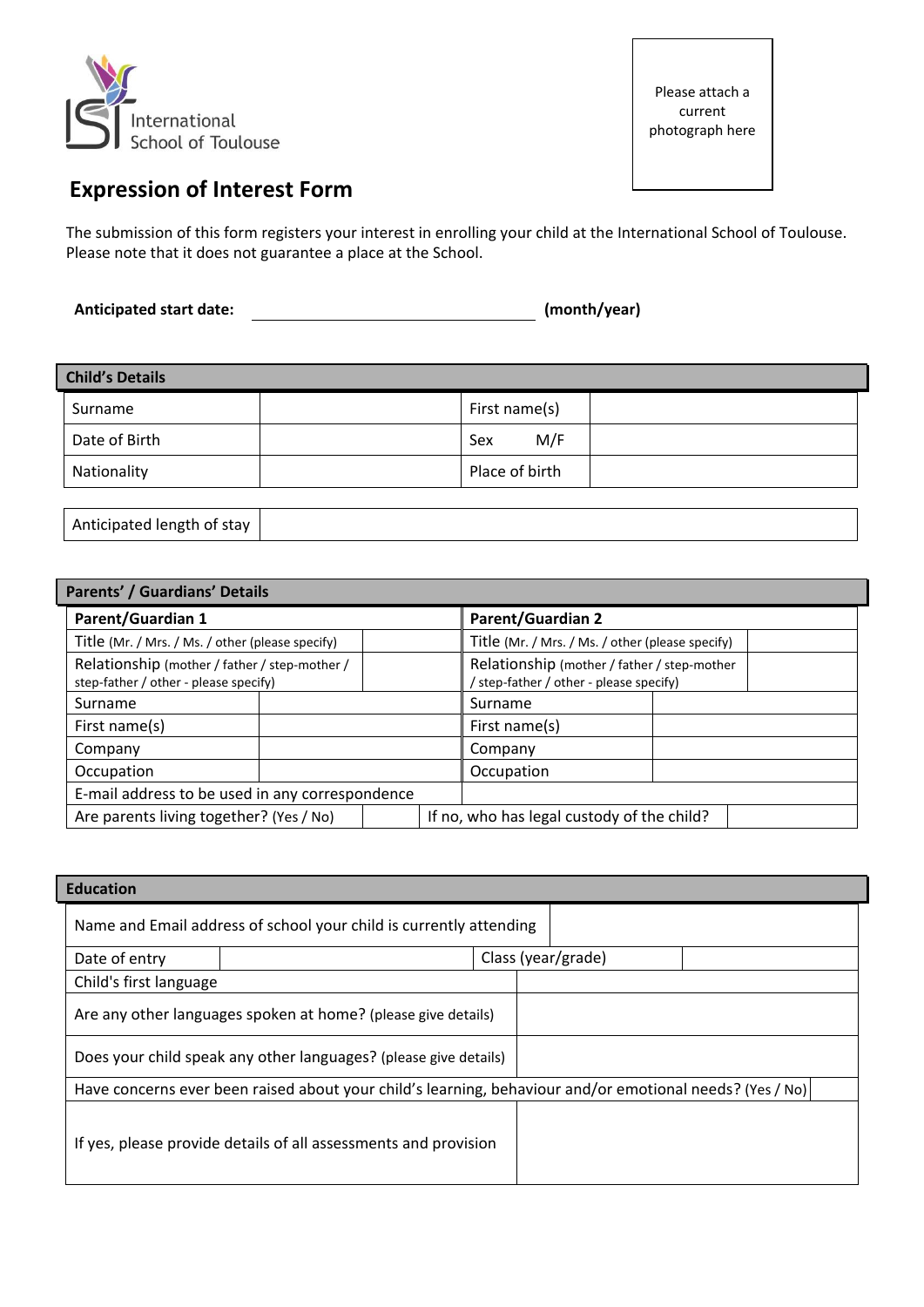International School of Toulouse

Please attach a current photograph here

# Expression of Interest Form

The submission of this form registers your interest in enrolling your child at the International School of Toulouse. Please note that it does not guarantee a place at the School.

**Anticipated start date:** ______________________________ **(month/year)**

| **Child's Details** | | | |
|---|---|---|---|
| Surname | | First name(s) | |
| Date of Birth | | Sex M/F | |
| Nationality | | Place of birth | |

| Anticipated length of stay | |
|---|---|

| **Parents' / Guardians' Details** | | | |
|---|---|---|---|
| **Parent/Guardian 1** | | **Parent/Guardian 2** | |
| Title (Mr. / Mrs. / Ms. / other (please specify) | | Title (Mr. / Mrs. / Ms. / other (please specify) | |
| Relationship (mother / father / step-mother / step-father / other - please specify) | | Relationship (mother / father / step-mother / step-father / other - please specify) | |
| Surname | | Surname | |
| First name(s) | | First name(s) | |
| Company | | Company | |
| Occupation | | Occupation | |
| E-mail address to be used in any correspondence | | | |
| Are parents living together? (Yes / No) | | If no, who has legal custody of the child? | |

| **Education** | | | |
|---|---|---|---|
| Name and Email address of school your child is currently attending | | | |
| Date of entry | | Class (year/grade) | |
| Child's first language | | | |
| Are any other languages spoken at home? (please give details) | | | |
| Does your child speak any other languages? (please give details) | | | |
| Have concerns ever been raised about your child's learning, behaviour and/or emotional needs? (Yes / No) | | | |
| If yes, please provide details of all assessments and provision | | | |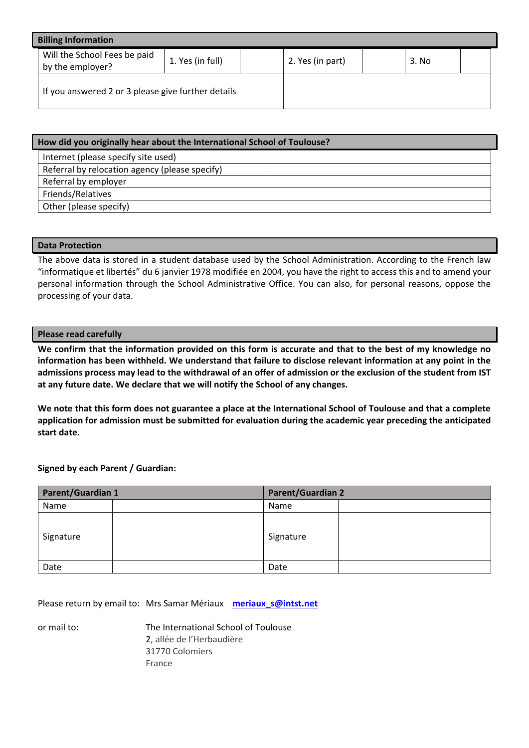| Billing Information | | | | | | |
|---|---|---|---|---|---|---|
| Will the School Fees be paid by the employer? | 1. Yes (in full) | | 2. Yes (in part) | | 3. No | |
| If you answered 2 or 3 please give further details | | | | | | |

| How did you originally hear about the International School of Toulouse? | |
|---|---|
| Internet (please specify site used) | |
| Referral by relocation agency (please specify) | |
| Referral by employer | |
| Friends/Relatives | |
| Other (please specify) | |

## Data Protection

The above data is stored in a student database used by the School Administration. According to the French law "informatique et libertés" du 6 janvier 1978 modifiée en 2004, you have the right to access this and to amend your personal information through the School Administrative Office. You can also, for personal reasons, oppose the processing of your data.

## Please read carefully

**We confirm that the information provided on this form is accurate and that to the best of my knowledge no information has been withheld. We understand that failure to disclose relevant information at any point in the admissions process may lead to the withdrawal of an offer of admission or the exclusion of the student from IST at any future date. We declare that we will notify the School of any changes.**

**We note that this form does not guarantee a place at the International School of Toulouse and that a complete application for admission must be submitted for evaluation during the academic year preceding the anticipated start date.**

**Signed by each Parent / Guardian:**

| Parent/Guardian 1 | | Parent/Guardian 2 | |
|---|---|---|---|
| Name | | Name | |
| Signature | | Signature | |
| Date | | Date | |

Please return by email to: Mrs Samar Mériaux **meriaux_s@intst.net**

or mail to:
The International School of Toulouse
2, allée de l'Herbaudière
31770 Colomiers
France